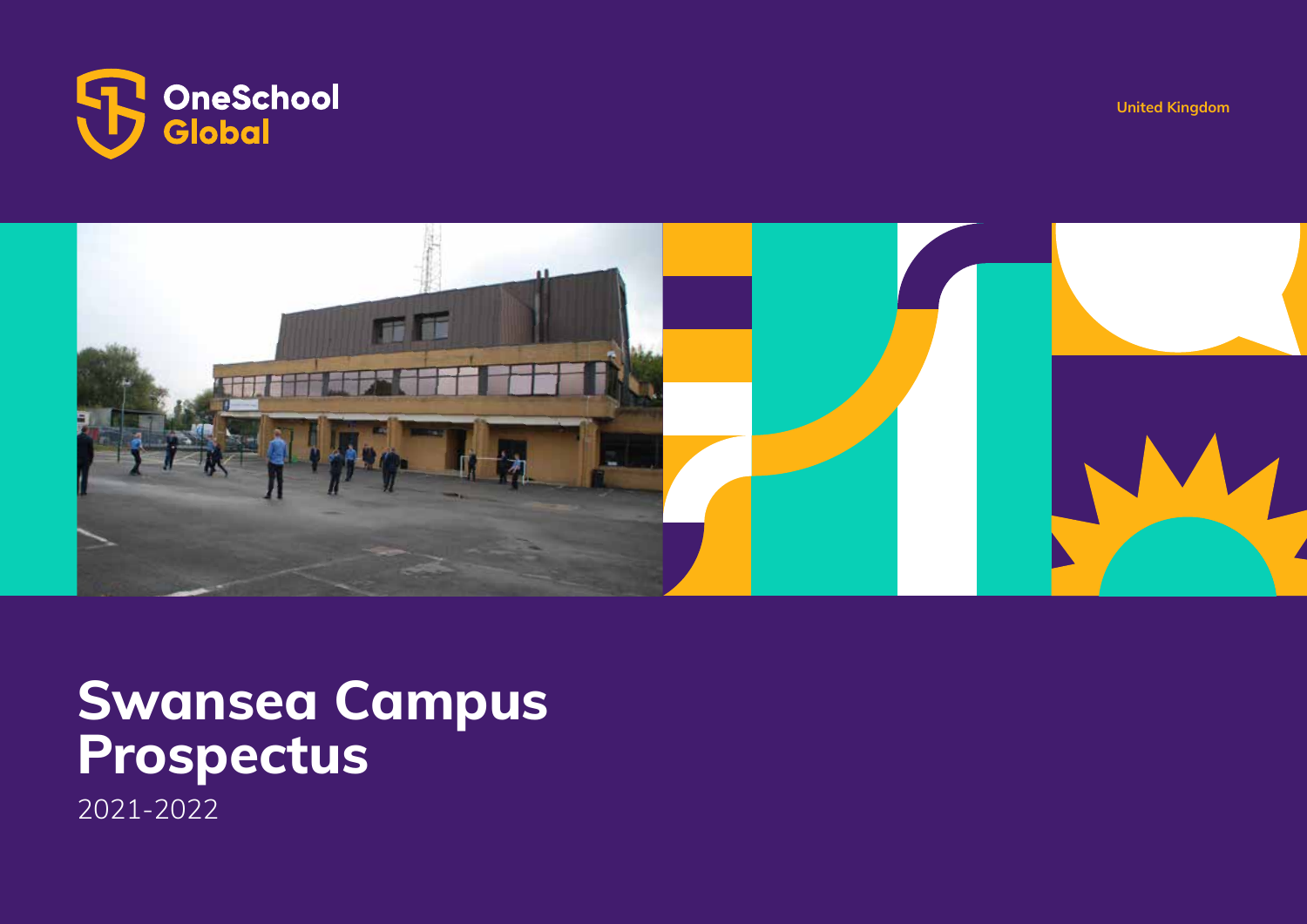OneSchool Global

United Kingdom

# Swansea Campus Prospectus

2021-2022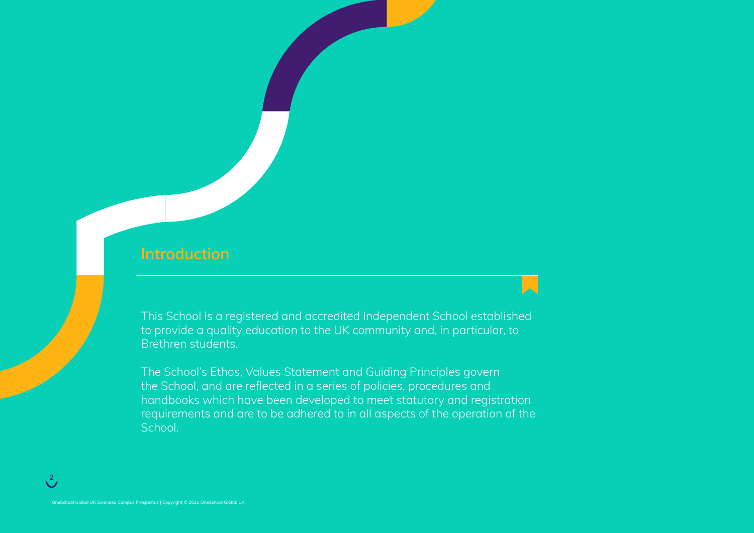## Introduction

This School is a registered and accredited Independent School established to provide a quality education to the UK community and, in particular, to Brethren students.

The School's Ethos, Values Statement and Guiding Principles govern the School, and are reflected in a series of policies, procedures and handbooks which have been developed to meet statutory and registration requirements and are to be adhered to in all aspects of the operation of the School.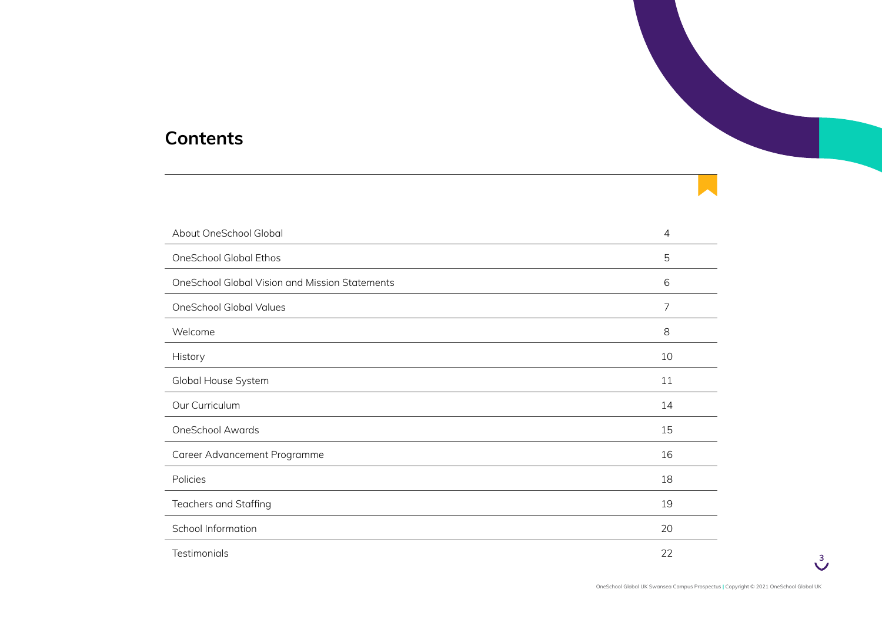## Contents

| | |
|---|---|
| About OneSchool Global | 4 |
| OneSchool Global Ethos | 5 |
| OneSchool Global Vision and Mission Statements | 6 |
| OneSchool Global Values | 7 |
| Welcome | 8 |
| History | 10 |
| Global House System | 11 |
| Our Curriculum | 14 |
| OneSchool Awards | 15 |
| Career Advancement Programme | 16 |
| Policies | 18 |
| Teachers and Staffing | 19 |
| School Information | 20 |
| Testimonials | 22 |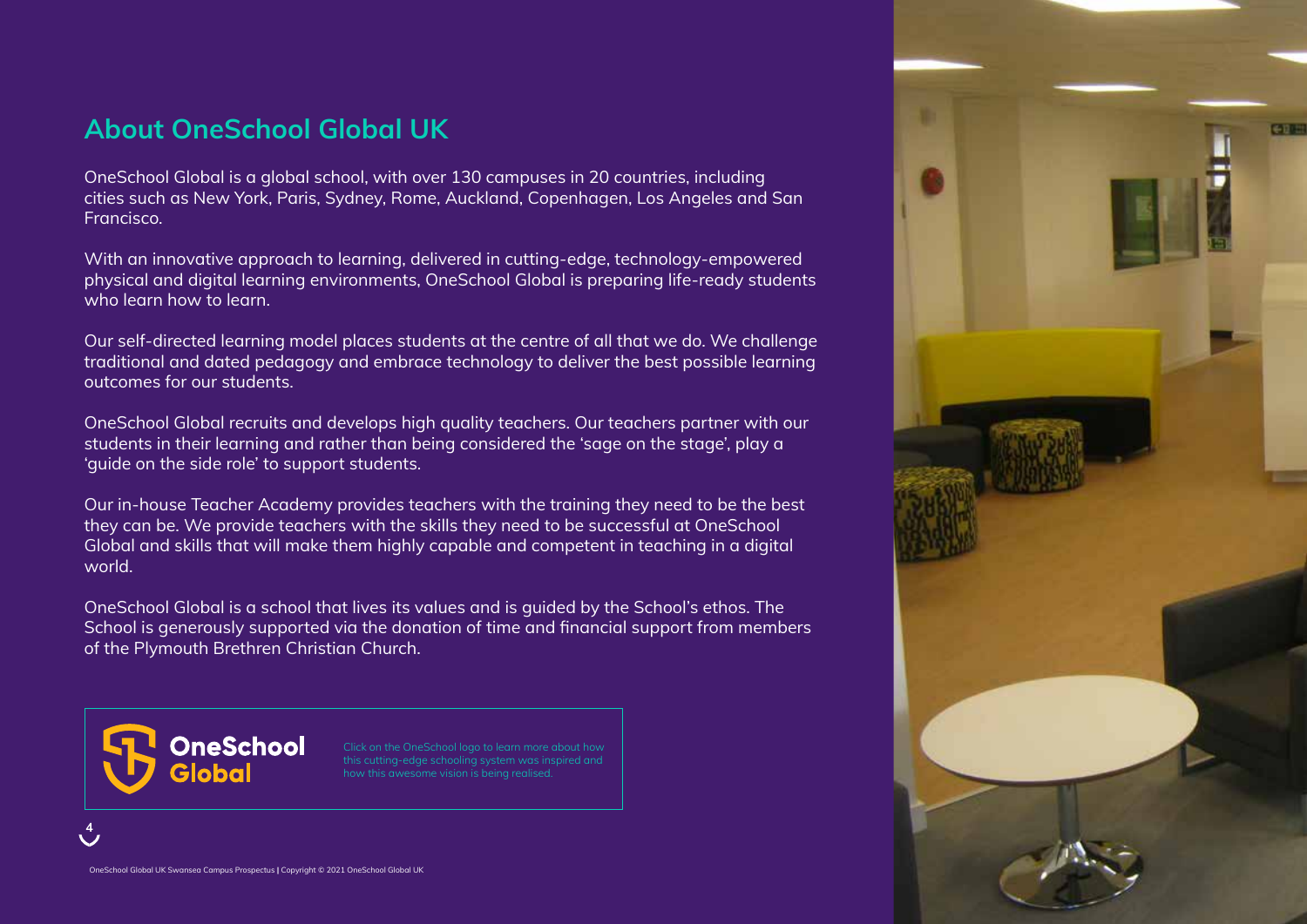## About OneSchool Global UK

OneSchool Global is a global school, with over 130 campuses in 20 countries, including cities such as New York, Paris, Sydney, Rome, Auckland, Copenhagen, Los Angeles and San Francisco.

With an innovative approach to learning, delivered in cutting-edge, technology-empowered physical and digital learning environments, OneSchool Global is preparing life-ready students who learn how to learn.

Our self-directed learning model places students at the centre of all that we do. We challenge traditional and dated pedagogy and embrace technology to deliver the best possible learning outcomes for our students.

OneSchool Global recruits and develops high quality teachers. Our teachers partner with our students in their learning and rather than being considered the 'sage on the stage', play a 'guide on the side role' to support students.

Our in-house Teacher Academy provides teachers with the training they need to be the best they can be. We provide teachers with the skills they need to be successful at OneSchool Global and skills that will make them highly capable and competent in teaching in a digital world.

OneSchool Global is a school that lives its values and is guided by the School's ethos. The School is generously supported via the donation of time and financial support from members of the Plymouth Brethren Christian Church.

OneSchool Global

Click on the OneSchool logo to learn more about how this cutting-edge schooling system was inspired and how this awesome vision is being realised.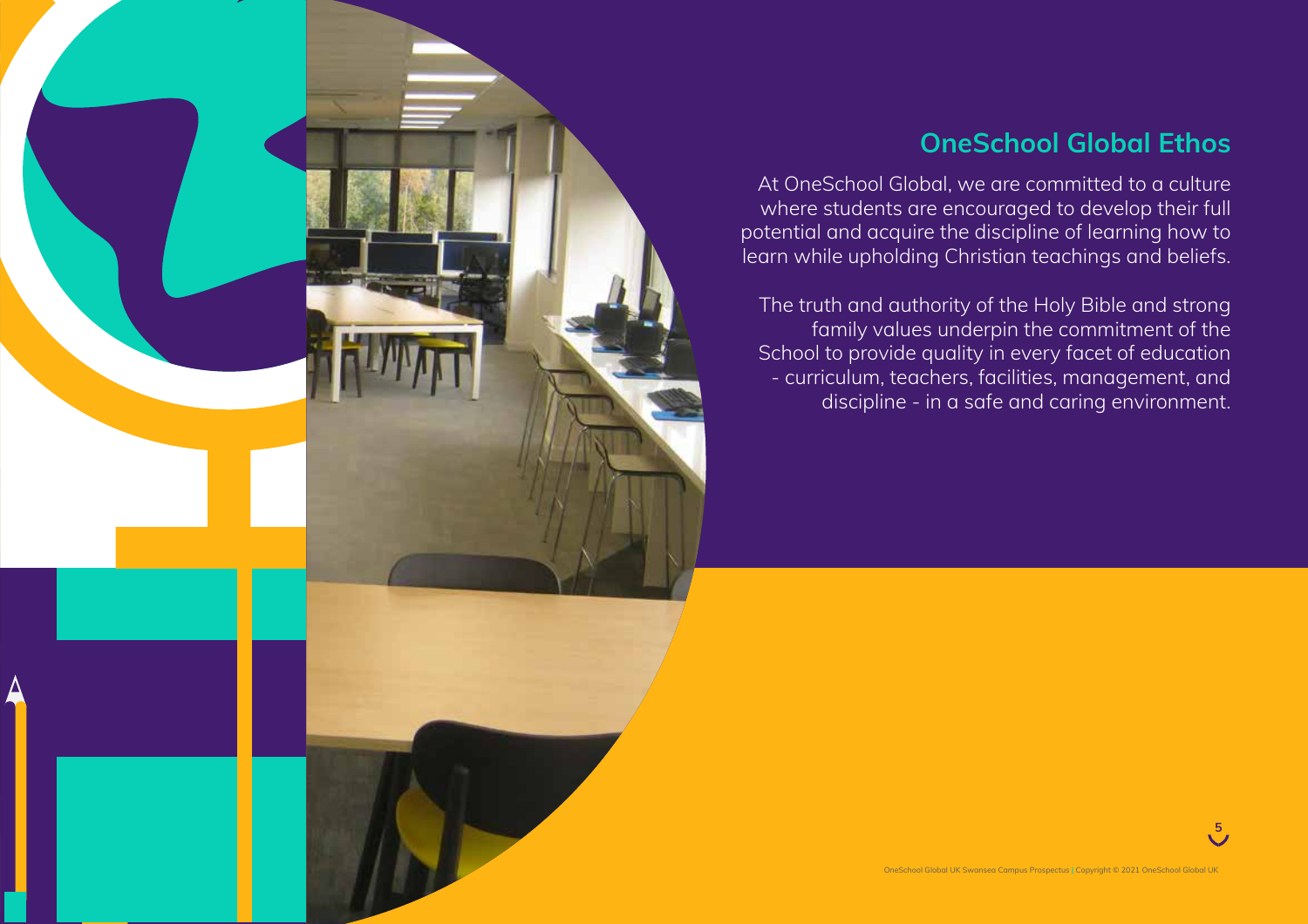## OneSchool Global Ethos

At OneSchool Global, we are committed to a culture where students are encouraged to develop their full potential and acquire the discipline of learning how to learn while upholding Christian teachings and beliefs.

The truth and authority of the Holy Bible and strong family values underpin the commitment of the School to provide quality in every facet of education - curriculum, teachers, facilities, management, and discipline - in a safe and caring environment.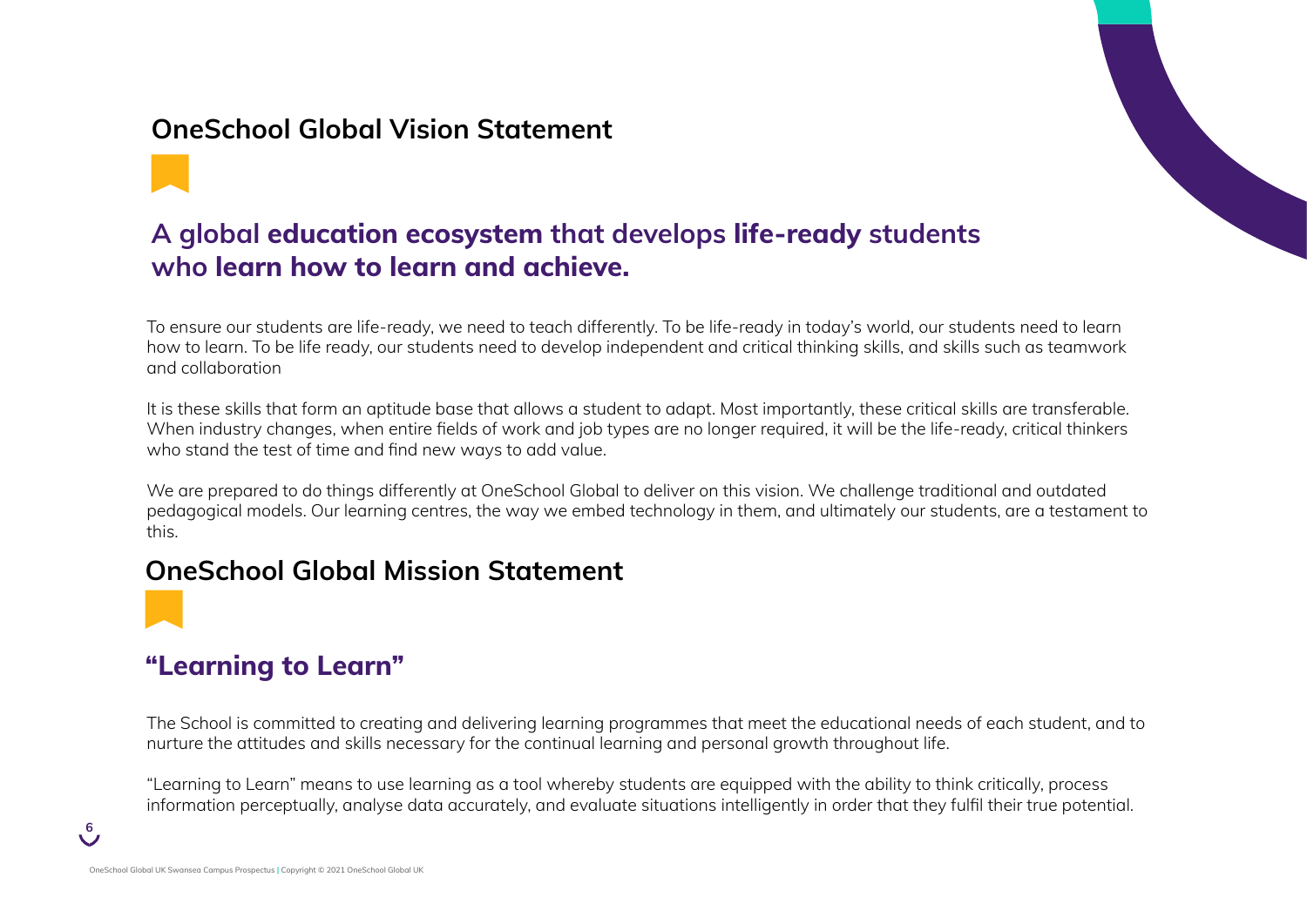## OneSchool Global Vision Statement

### A global **education ecosystem** that develops **life-ready** students who **learn how to learn and achieve.**

To ensure our students are life-ready, we need to teach differently. To be life-ready in today's world, our students need to learn how to learn. To be life ready, our students need to develop independent and critical thinking skills, and skills such as teamwork and collaboration

It is these skills that form an aptitude base that allows a student to adapt. Most importantly, these critical skills are transferable. When industry changes, when entire fields of work and job types are no longer required, it will be the life-ready, critical thinkers who stand the test of time and find new ways to add value.

We are prepared to do things differently at OneSchool Global to deliver on this vision. We challenge traditional and outdated pedagogical models. Our learning centres, the way we embed technology in them, and ultimately our students, are a testament to this.

## OneSchool Global Mission Statement

### "Learning to Learn"

The School is committed to creating and delivering learning programmes that meet the educational needs of each student, and to nurture the attitudes and skills necessary for the continual learning and personal growth throughout life.

"Learning to Learn" means to use learning as a tool whereby students are equipped with the ability to think critically, process information perceptually, analyse data accurately, and evaluate situations intelligently in order that they fulfil their true potential.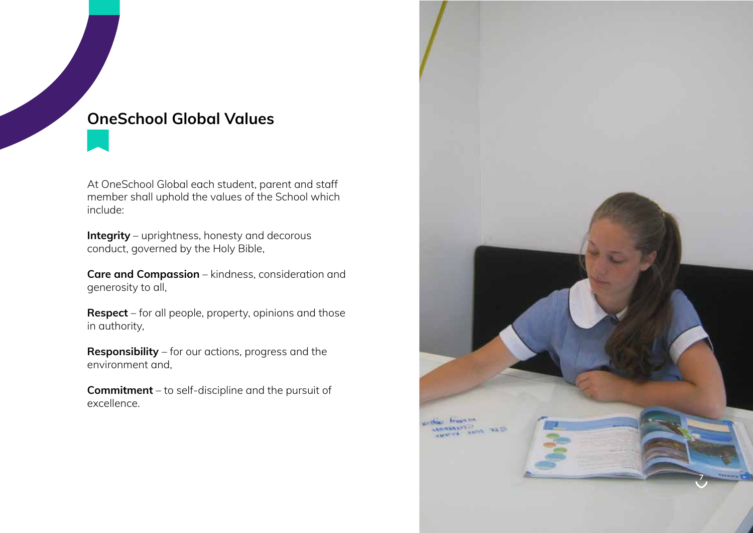## OneSchool Global Values

At OneSchool Global each student, parent and staff member shall uphold the values of the School which include:

**Integrity** – uprightness, honesty and decorous conduct, governed by the Holy Bible,

**Care and Compassion** – kindness, consideration and generosity to all,

**Respect** – for all people, property, opinions and those in authority,

**Responsibility** – for our actions, progress and the environment and,

**Commitment** – to self-discipline and the pursuit of excellence.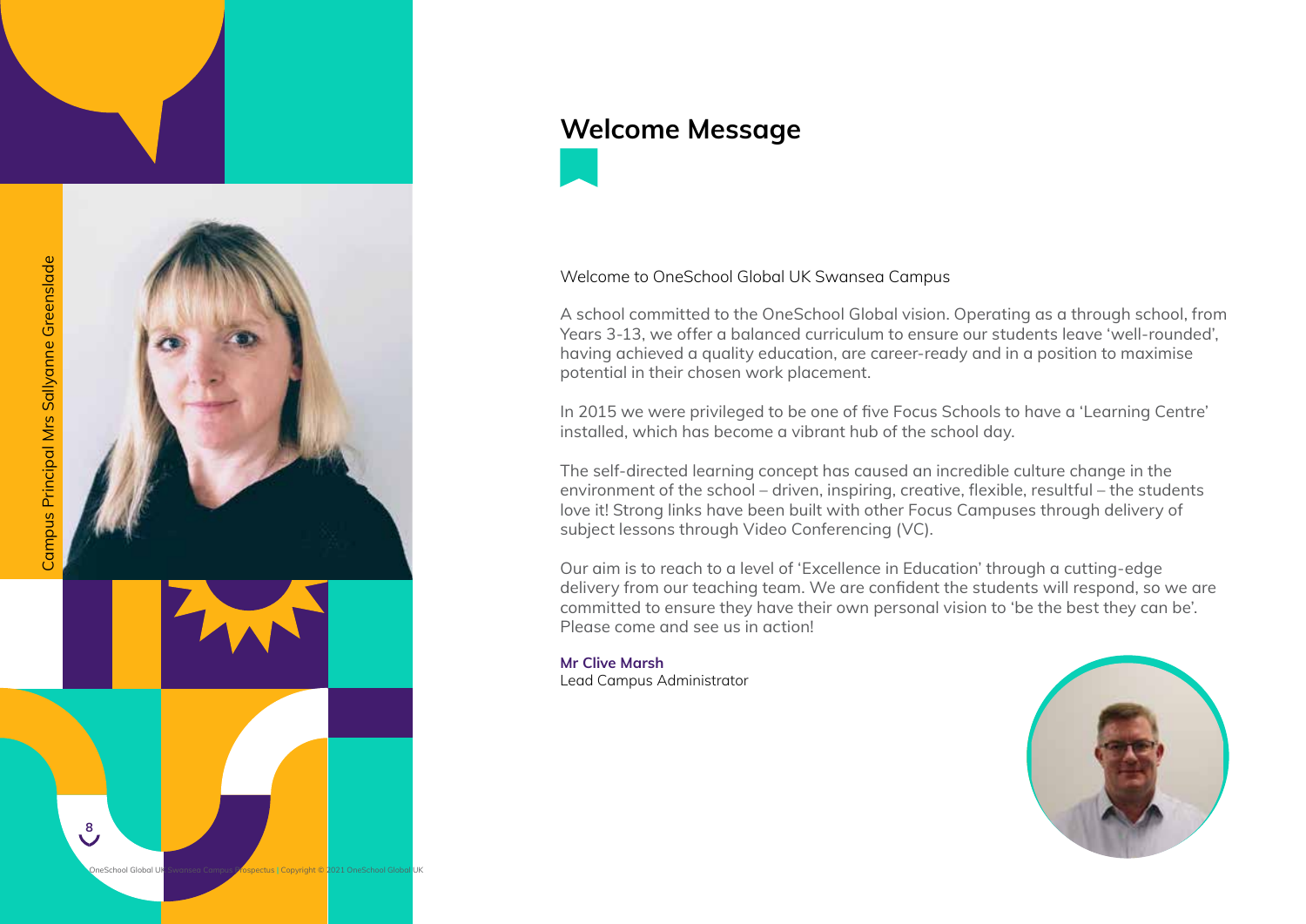Campus Principal Mrs Sallyanne Greenslade

## Welcome Message

Welcome to OneSchool Global UK Swansea Campus

A school committed to the OneSchool Global vision. Operating as a through school, from Years 3-13, we offer a balanced curriculum to ensure our students leave 'well-rounded', having achieved a quality education, are career-ready and in a position to maximise potential in their chosen work placement.

In 2015 we were privileged to be one of five Focus Schools to have a 'Learning Centre' installed, which has become a vibrant hub of the school day.

The self-directed learning concept has caused an incredible culture change in the environment of the school – driven, inspiring, creative, flexible, resultful – the students love it! Strong links have been built with other Focus Campuses through delivery of subject lessons through Video Conferencing (VC).

Our aim is to reach to a level of 'Excellence in Education' through a cutting-edge delivery from our teaching team. We are confident the students will respond, so we are committed to ensure they have their own personal vision to 'be the best they can be'. Please come and see us in action!

**Mr Clive Marsh**
Lead Campus Administrator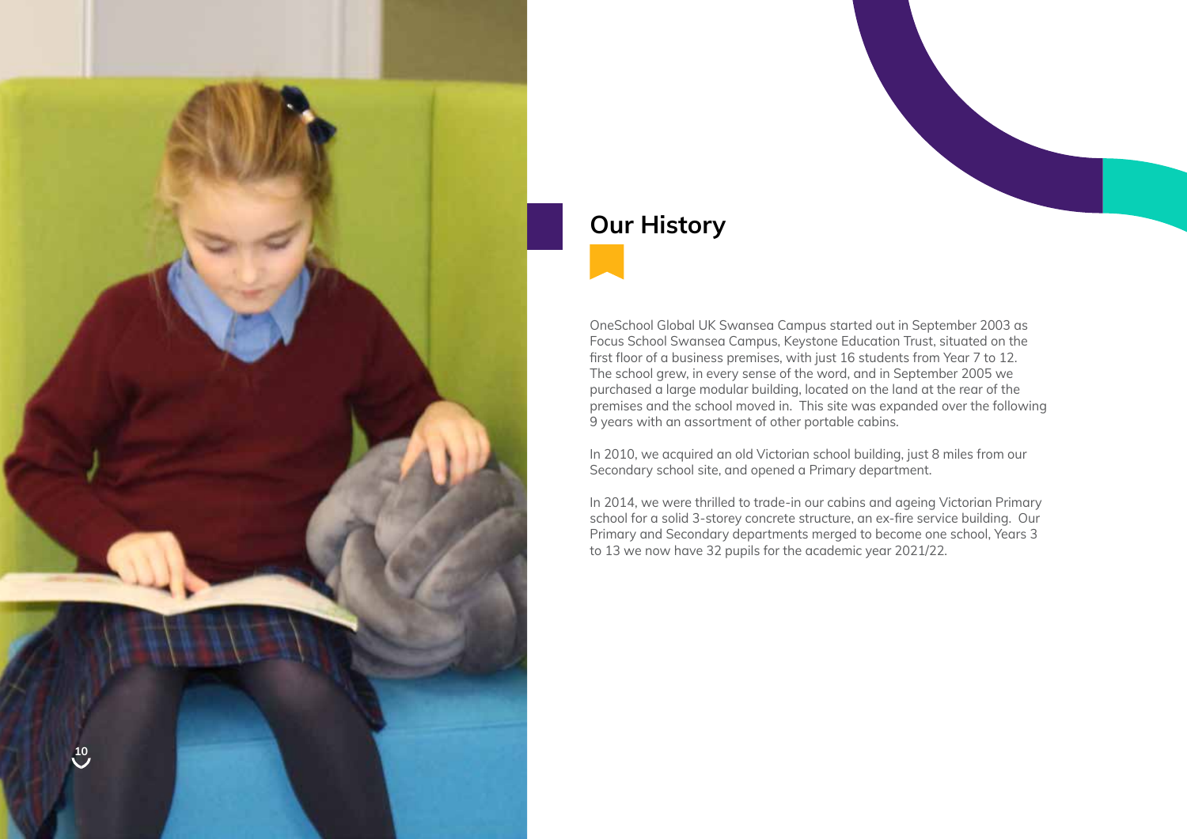## Our History

OneSchool Global UK Swansea Campus started out in September 2003 as Focus School Swansea Campus, Keystone Education Trust, situated on the first floor of a business premises, with just 16 students from Year 7 to 12. The school grew, in every sense of the word, and in September 2005 we purchased a large modular building, located on the land at the rear of the premises and the school moved in. This site was expanded over the following 9 years with an assortment of other portable cabins.

In 2010, we acquired an old Victorian school building, just 8 miles from our Secondary school site, and opened a Primary department.

In 2014, we were thrilled to trade-in our cabins and ageing Victorian Primary school for a solid 3-storey concrete structure, an ex-fire service building. Our Primary and Secondary departments merged to become one school, Years 3 to 13 we now have 32 pupils for the academic year 2021/22.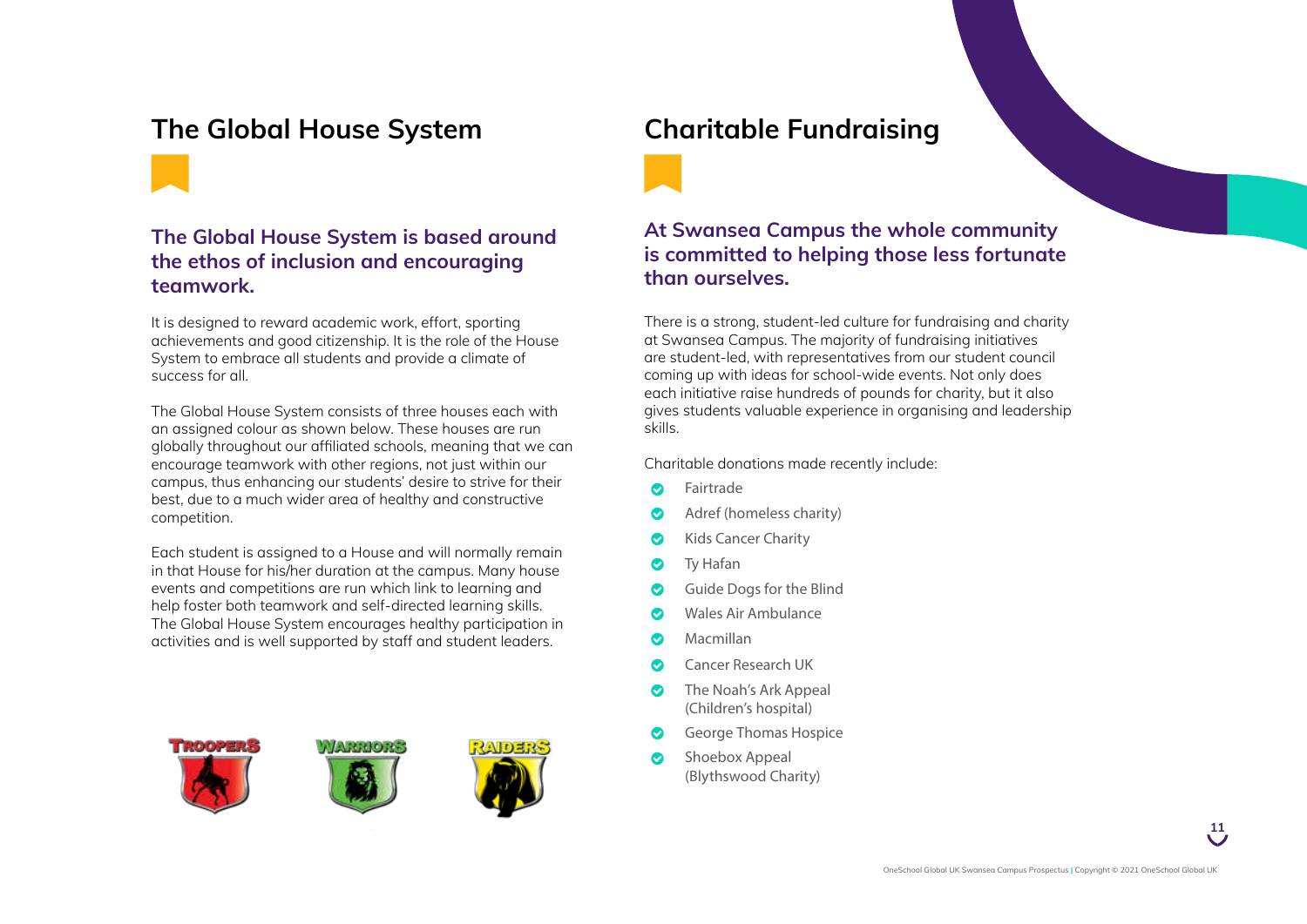## The Global House System

### The Global House System is based around the ethos of inclusion and encouraging teamwork.

It is designed to reward academic work, effort, sporting achievements and good citizenship. It is the role of the House System to embrace all students and provide a climate of success for all.

The Global House System consists of three houses each with an assigned colour as shown below. These houses are run globally throughout our affiliated schools, meaning that we can encourage teamwork with other regions, not just within our campus, thus enhancing our students' desire to strive for their best, due to a much wider area of healthy and constructive competition.

Each student is assigned to a House and will normally remain in that House for his/her duration at the campus. Many house events and competitions are run which link to learning and help foster both teamwork and self-directed learning skills. The Global House System encourages healthy participation in activities and is well supported by staff and student leaders.

TROOPERS WARRIORS RAIDERS

## Charitable Fundraising

### At Swansea Campus the whole community is committed to helping those less fortunate than ourselves.

There is a strong, student-led culture for fundraising and charity at Swansea Campus. The majority of fundraising initiatives are student-led, with representatives from our student council coming up with ideas for school-wide events. Not only does each initiative raise hundreds of pounds for charity, but it also gives students valuable experience in organising and leadership skills.

Charitable donations made recently include:

- Fairtrade
- Adref (homeless charity)
- Kids Cancer Charity
- Ty Hafan
- Guide Dogs for the Blind
- Wales Air Ambulance
- Macmillan
- Cancer Research UK
- The Noah's Ark Appeal (Children's hospital)
- George Thomas Hospice
- Shoebox Appeal (Blythswood Charity)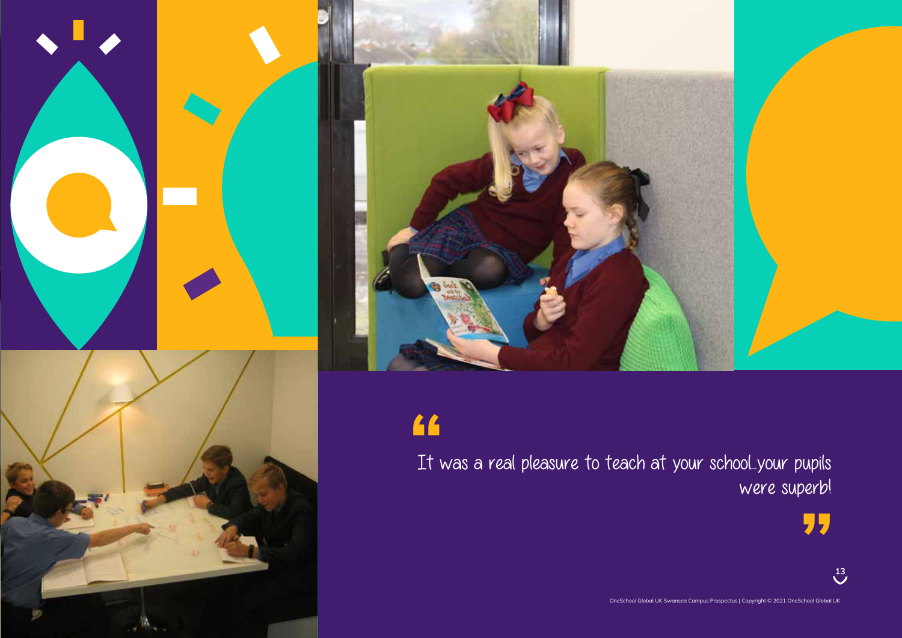> "It was a real pleasure to teach at your school...your pupils were superb!"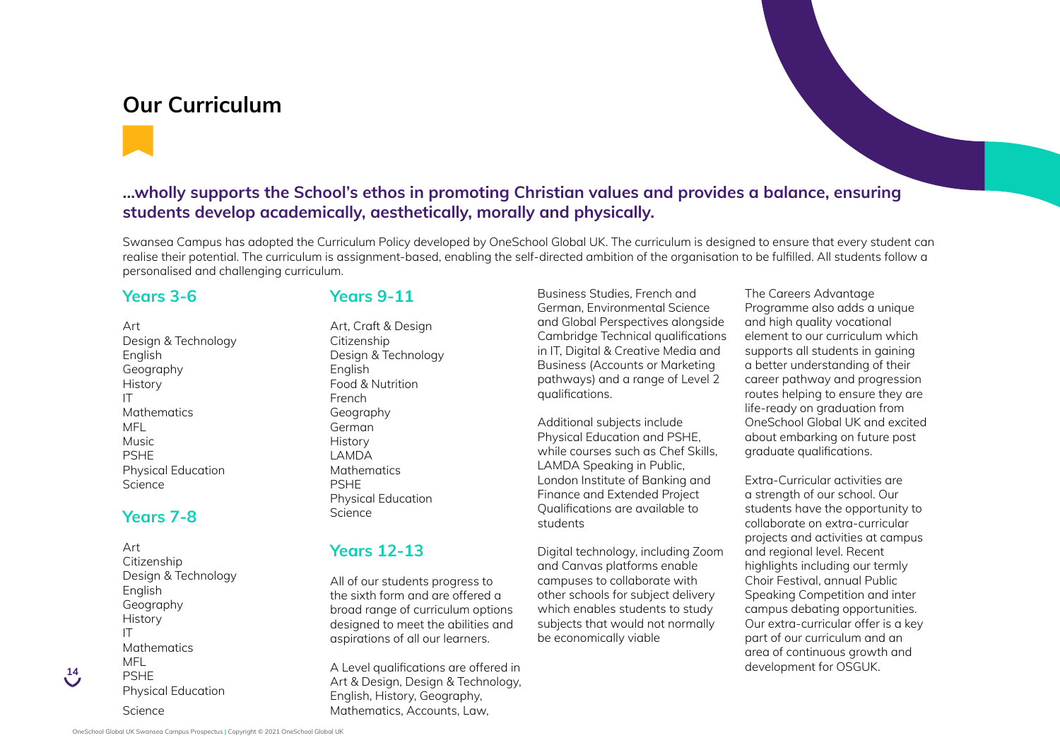# Our Curriculum

**...wholly supports the School's ethos in promoting Christian values and provides a balance, ensuring students develop academically, aesthetically, morally and physically.**

Swansea Campus has adopted the Curriculum Policy developed by OneSchool Global UK. The curriculum is designed to ensure that every student can realise their potential. The curriculum is assignment-based, enabling the self-directed ambition of the organisation to be fulfilled. All students follow a personalised and challenging curriculum.

## Years 3-6

Art
Design & Technology
English
Geography
History
IT
Mathematics
MFL
Music
PSHE
Physical Education
Science

## Years 7-8

Art
Citizenship
Design & Technology
English
Geography
History
IT
Mathematics
MFL
PSHE
Physical Education
Science

## Years 9-11

Art, Craft & Design
Citizenship
Design & Technology
English
Food & Nutrition
French
Geography
German
History
LAMDA
Mathematics
PSHE
Physical Education
Science

## Years 12-13

All of our students progress to the sixth form and are offered a broad range of curriculum options designed to meet the abilities and aspirations of all our learners.

A Level qualifications are offered in Art & Design, Design & Technology, English, History, Geography, Mathematics, Accounts, Law, Business Studies, French and German, Environmental Science and Global Perspectives alongside Cambridge Technical qualifications in IT, Digital & Creative Media and Business (Accounts or Marketing pathways) and a range of Level 2 qualifications.

Additional subjects include Physical Education and PSHE, while courses such as Chef Skills, LAMDA Speaking in Public, London Institute of Banking and Finance and Extended Project Qualifications are available to students

Digital technology, including Zoom and Canvas platforms enable campuses to collaborate with other schools for subject delivery which enables students to study subjects that would not normally be economically viable

The Careers Advantage Programme also adds a unique and high quality vocational element to our curriculum which supports all students in gaining a better understanding of their career pathway and progression routes helping to ensure they are life-ready on graduation from OneSchool Global UK and excited about embarking on future post graduate qualifications.

Extra-Curricular activities are a strength of our school. Our students have the opportunity to collaborate on extra-curricular projects and activities at campus and regional level. Recent highlights including our termly Choir Festival, annual Public Speaking Competition and inter campus debating opportunities. Our extra-curricular offer is a key part of our curriculum and an area of continuous growth and development for OSGUK.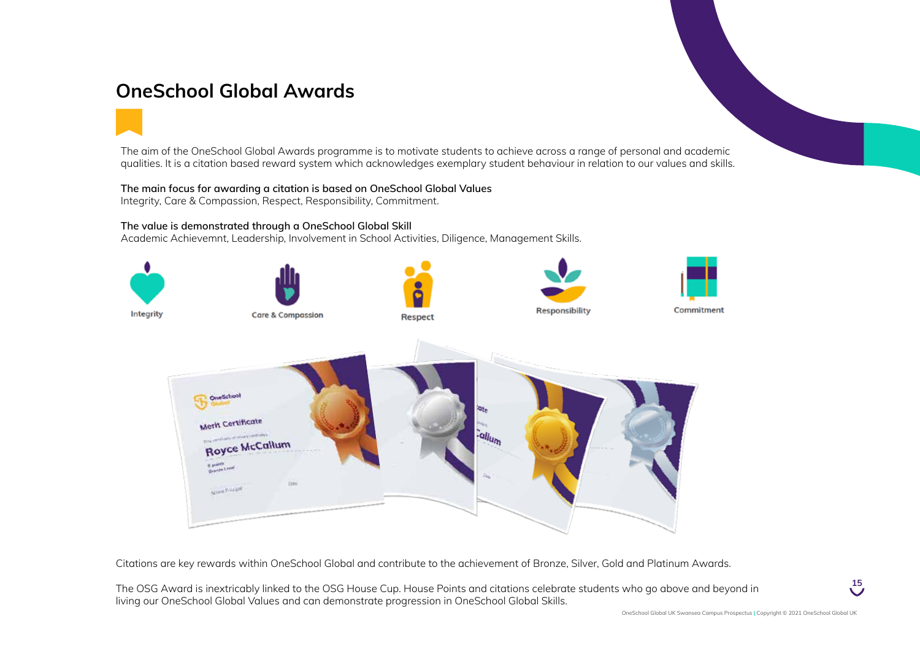# OneSchool Global Awards

The aim of the OneSchool Global Awards programme is to motivate students to achieve across a range of personal and academic qualities. It is a citation based reward system which acknowledges exemplary student behaviour in relation to our values and skills.

**The main focus for awarding a citation is based on OneSchool Global Values**
Integrity, Care & Compassion, Respect, Responsibility, Commitment.

**The value is demonstrated through a OneSchool Global Skill**
Academic Achievemnt, Leadership, Involvement in School Activities, Diligence, Management Skills.

Integrity | Care & Compassion | Respect | Responsibility | Commitment

Citations are key rewards within OneSchool Global and contribute to the achievement of Bronze, Silver, Gold and Platinum Awards.

The OSG Award is inextricably linked to the OSG House Cup. House Points and citations celebrate students who go above and beyond in living our OneSchool Global Values and can demonstrate progression in OneSchool Global Skills.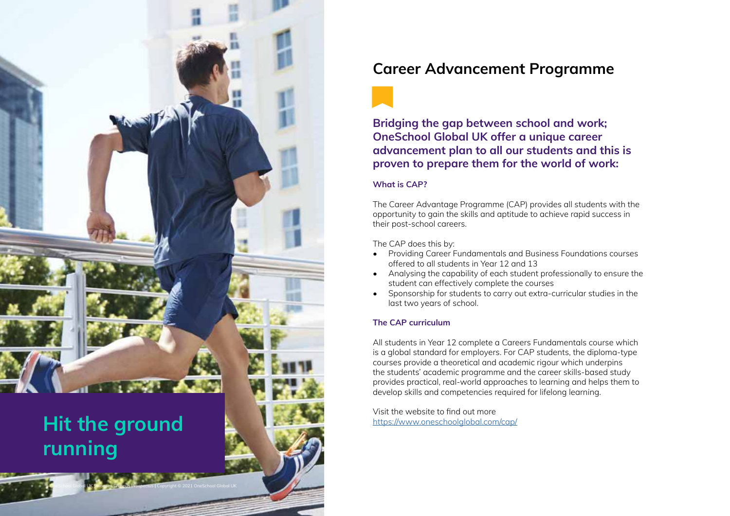## Hit the ground running

# Career Advancement Programme

**Bridging the gap between school and work; OneSchool Global UK offer a unique career advancement plan to all our students and this is proven to prepare them for the world of work:**

### What is CAP?

The Career Advantage Programme (CAP) provides all students with the opportunity to gain the skills and aptitude to achieve rapid success in their post-school careers.

The CAP does this by:

- Providing Career Fundamentals and Business Foundations courses offered to all students in Year 12 and 13
- Analysing the capability of each student professionally to ensure the student can effectively complete the courses
- Sponsorship for students to carry out extra-curricular studies in the last two years of school.

### The CAP curriculum

All students in Year 12 complete a Careers Fundamentals course which is a global standard for employers. For CAP students, the diploma-type courses provide a theoretical and academic rigour which underpins the students' academic programme and the career skills-based study provides practical, real-world approaches to learning and helps them to develop skills and competencies required for lifelong learning.

Visit the website to find out more
https://www.oneschoolglobal.com/cap/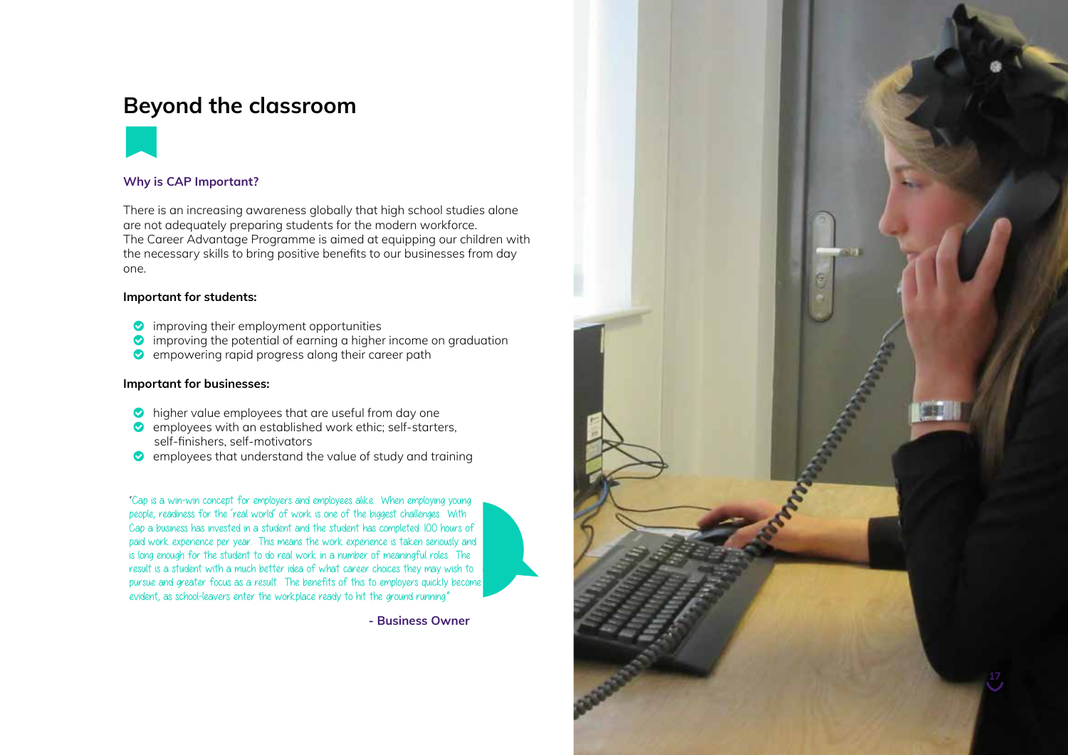# Beyond the classroom

### Why is CAP Important?

There is an increasing awareness globally that high school studies alone are not adequately preparing students for the modern workforce.
The Career Advantage Programme is aimed at equipping our children with the necessary skills to bring positive benefits to our businesses from day one.

**Important for students:**

- improving their employment opportunities
- improving the potential of earning a higher income on graduation
- empowering rapid progress along their career path

**Important for businesses:**

- higher value employees that are useful from day one
- employees with an established work ethic; self-starters, self-finishers, self-motivators
- employees that understand the value of study and training

"Cap is a win-win concept for employers and employees alike. When employing young people, readiness for the 'real world' of work is one of the biggest challenges. With Cap a business has invested in a student and the student has completed 100 hours of paid work experience per year. This means the work experience is taken seriously and is long enough for the student to do real work in a number of meaningful roles. The result is a student with a much better idea of what career choices they may wish to pursue and greater focus as a result. The benefits of this to employers quickly become evident, as school-leavers enter the workplace ready to hit the ground running"

**- Business Owner**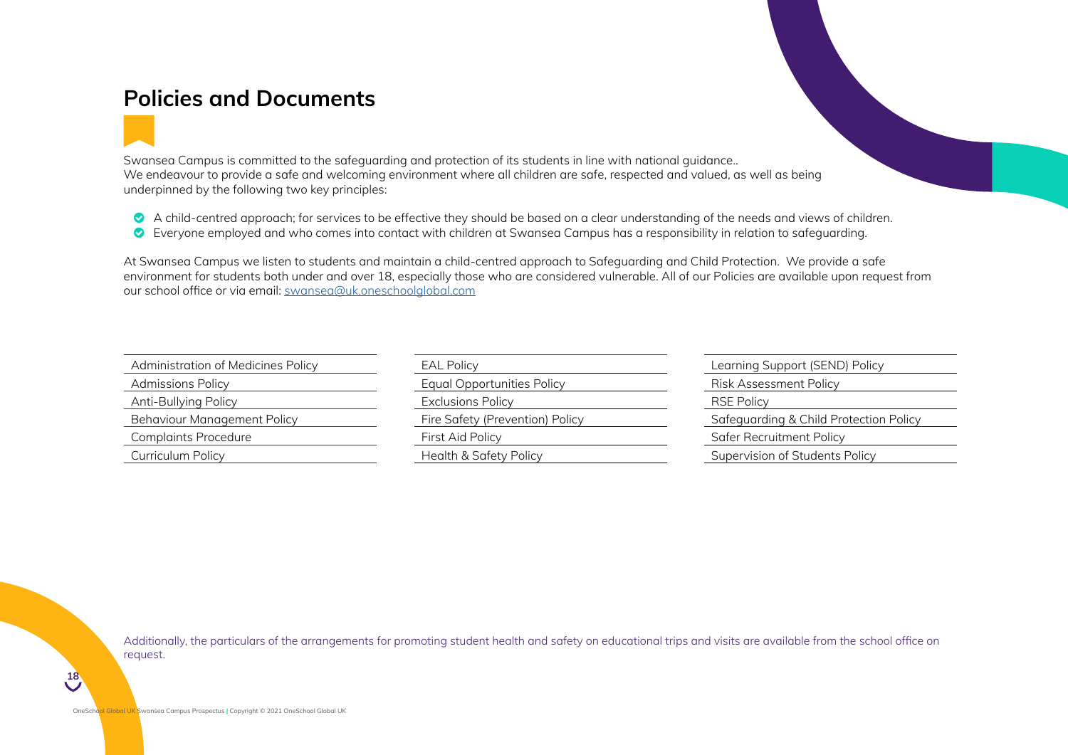# Policies and Documents

Swansea Campus is committed to the safeguarding and protection of its students in line with national guidance..
We endeavour to provide a safe and welcoming environment where all children are safe, respected and valued, as well as being underpinned by the following two key principles:

- A child-centred approach; for services to be effective they should be based on a clear understanding of the needs and views of children.
- Everyone employed and who comes into contact with children at Swansea Campus has a responsibility in relation to safeguarding.

At Swansea Campus we listen to students and maintain a child-centred approach to Safeguarding and Child Protection. We provide a safe environment for students both under and over 18, especially those who are considered vulnerable. All of our Policies are available upon request from our school office or via email: swansea@uk.oneschoolglobal.com

- Administration of Medicines Policy
- Admissions Policy
- Anti-Bullying Policy
- Behaviour Management Policy
- Complaints Procedure
- Curriculum Policy
- EAL Policy
- Equal Opportunities Policy
- Exclusions Policy
- Fire Safety (Prevention) Policy
- First Aid Policy
- Health & Safety Policy
- Learning Support (SEND) Policy
- Risk Assessment Policy
- RSE Policy
- Safeguarding & Child Protection Policy
- Safer Recruitment Policy
- Supervision of Students Policy

Additionally, the particulars of the arrangements for promoting student health and safety on educational trips and visits are available from the school office on request.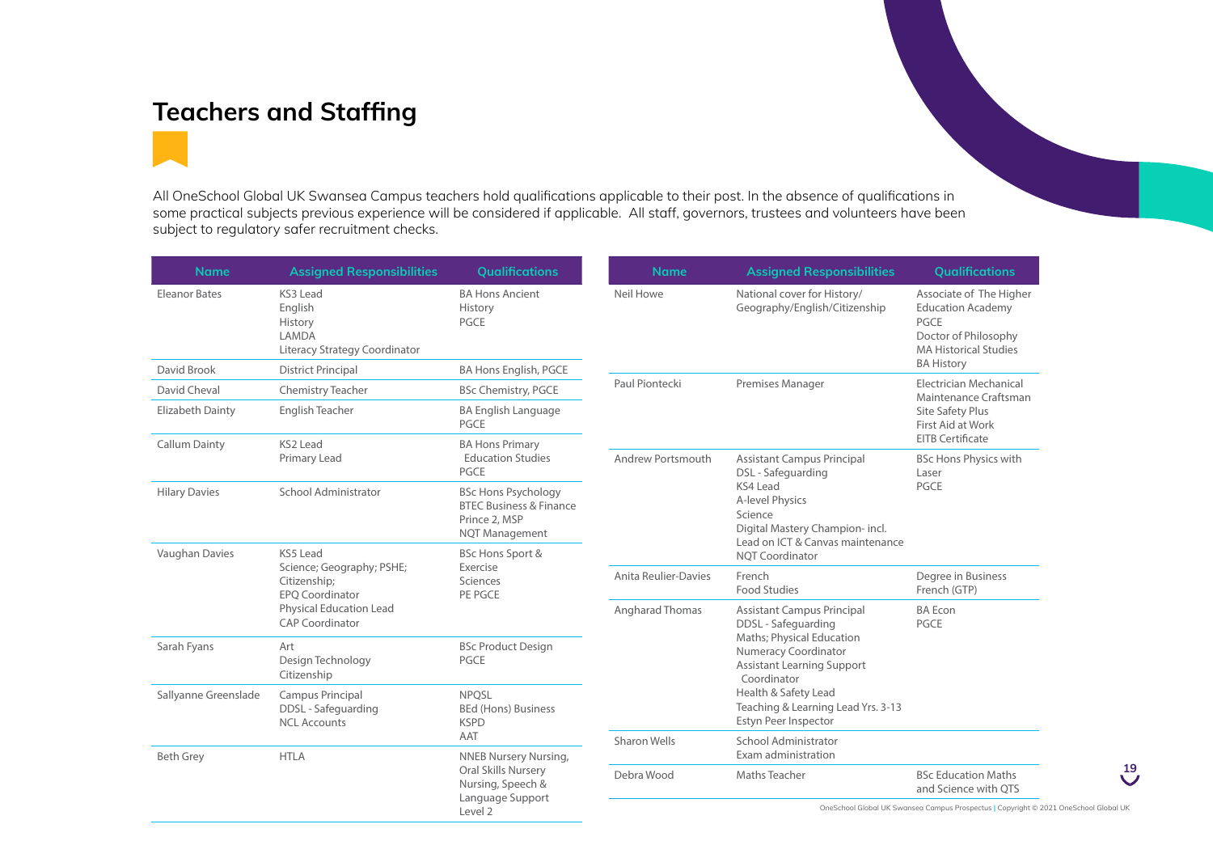# Teachers and Staffing

All OneSchool Global UK Swansea Campus teachers hold qualifications applicable to their post. In the absence of qualifications in some practical subjects previous experience will be considered if applicable. All staff, governors, trustees and volunteers have been subject to regulatory safer recruitment checks.

| Name | Assigned Responsibilities | Qualifications |
|---|---|---|
| Eleanor Bates | KS3 Lead<br>English<br>History<br>LAMDA<br>Literacy Strategy Coordinator | BA Hons Ancient History<br>PGCE |
| David Brook | District Principal | BA Hons English, PGCE |
| David Cheval | Chemistry Teacher | BSc Chemistry, PGCE |
| Elizabeth Dainty | English Teacher | BA English Language<br>PGCE |
| Callum Dainty | KS2 Lead<br>Primary Lead | BA Hons Primary Education Studies<br>PGCE |
| Hilary Davies | School Administrator | BSc Hons Psychology<br>BTEC Business & Finance<br>Prince 2, MSP<br>NQT Management |
| Vaughan Davies | KS5 Lead<br>Science; Geography; PSHE; Citizenship;<br>EPQ Coordinator<br>Physical Education Lead<br>CAP Coordinator | BSc Hons Sport & Exercise Sciences<br>PE PGCE |
| Sarah Fyans | Art<br>Design Technology<br>Citizenship | BSc Product Design<br>PGCE |
| Sallyanne Greenslade | Campus Principal<br>DDSL - Safeguarding<br>NCL Accounts | NPQSL<br>BEd (Hons) Business<br>KSPD<br>AAT |
| Beth Grey | HTLA | NNEB Nursery Nursing, Oral Skills Nursery Nursing, Speech & Language Support Level 2 |
| Neil Howe | National cover for History/ Geography/English/Citizenship | Associate of The Higher Education Academy<br>PGCE<br>Doctor of Philosophy<br>MA Historical Studies<br>BA History |
| Paul Piontecki | Premises Manager | Electrician Mechanical Maintenance Craftsman<br>Site Safety Plus<br>First Aid at Work<br>EITB Certificate |
| Andrew Portsmouth | Assistant Campus Principal<br>DSL - Safeguarding<br>KS4 Lead<br>A-level Physics<br>Science<br>Digital Mastery Champion- incl. Lead on ICT & Canvas maintenance<br>NQT Coordinator | BSc Hons Physics with Laser<br>PGCE |
| Anita Reulier-Davies | French<br>Food Studies | Degree in Business<br>French (GTP) |
| Angharad Thomas | Assistant Campus Principal<br>DDSL - Safeguarding<br>Maths; Physical Education<br>Numeracy Coordinator<br>Assistant Learning Support Coordinator<br>Health & Safety Lead<br>Teaching & Learning Lead Yrs. 3-13<br>Estyn Peer Inspector | BA Econ<br>PGCE |
| Sharon Wells | School Administrator<br>Exam administration | |
| Debra Wood | Maths Teacher | BSc Education Maths and Science with QTS |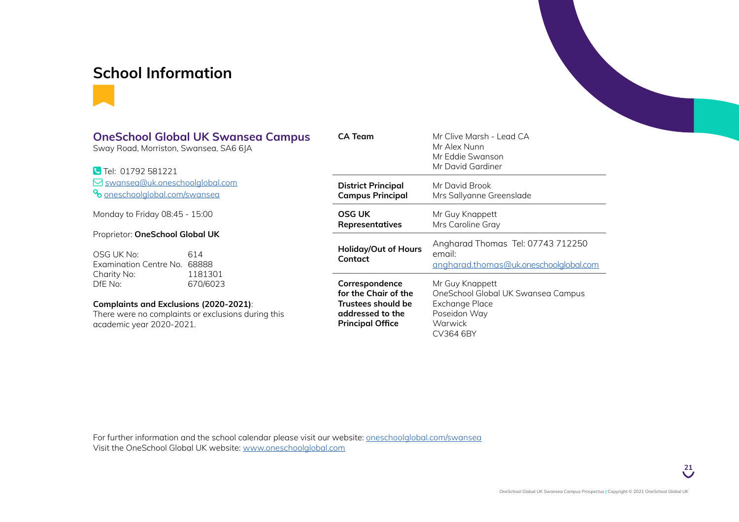# School Information

## OneSchool Global UK Swansea Campus

Sway Road, Morriston, Swansea, SA6 6JA

Tel: 01792 581221
swansea@uk.oneschoolglobal.com
oneschoolglobal.com/swansea

Monday to Friday 08:45 - 15:00

Proprietor: **OneSchool Global UK**

| | |
|---|---|
| OSG UK No: | 614 |
| Examination Centre No. | 68888 |
| Charity No: | 1181301 |
| DfE No: | 670/6023 |

**Complaints and Exclusions (2020-2021)**:
There were no complaints or exclusions during this academic year 2020-2021.

| | |
|---|---|
| **CA Team** | Mr Clive Marsh - Lead CA<br>Mr Alex Nunn<br>Mr Eddie Swanson<br>Mr David Gardiner |
| **District Principal**<br>**Campus Principal** | Mr David Brook<br>Mrs Sallyanne Greenslade |
| **OSG UK Representatives** | Mr Guy Knappett<br>Mrs Caroline Gray |
| **Holiday/Out of Hours Contact** | Angharad Thomas Tel: 07743 712250<br>email: angharad.thomas@uk.oneschoolglobal.com |
| **Correspondence for the Chair of the Trustees should be addressed to the Principal Office** | Mr Guy Knappett<br>OneSchool Global UK Swansea Campus<br>Exchange Place<br>Poseidon Way<br>Warwick<br>CV364 6BY |

For further information and the school calendar please visit our website: oneschoolglobal.com/swansea
Visit the OneSchool Global UK website: www.oneschoolglobal.com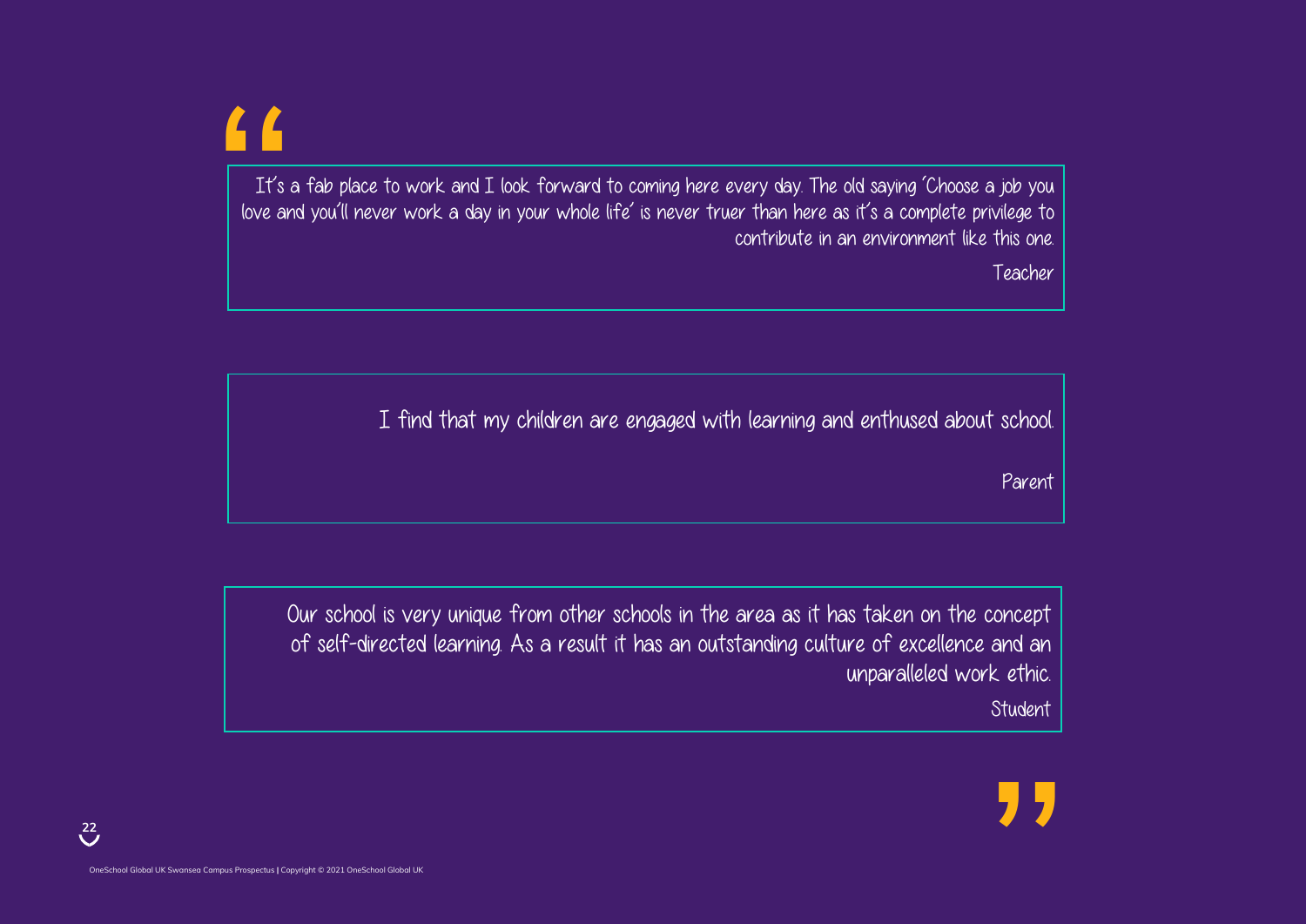> It's a fab place to work and I look forward to coming here every day. The old saying 'Choose a job you love and you'll never work a day in your whole life' is never truer than here as it's a complete privilege to contribute in an environment like this one.
>
> Teacher

> I find that my children are engaged with learning and enthused about school.
>
> Parent

> Our school is very unique from other schools in the area as it has taken on the concept of self-directed learning. As a result it has an outstanding culture of excellence and an unparalleled work ethic.
>
> Student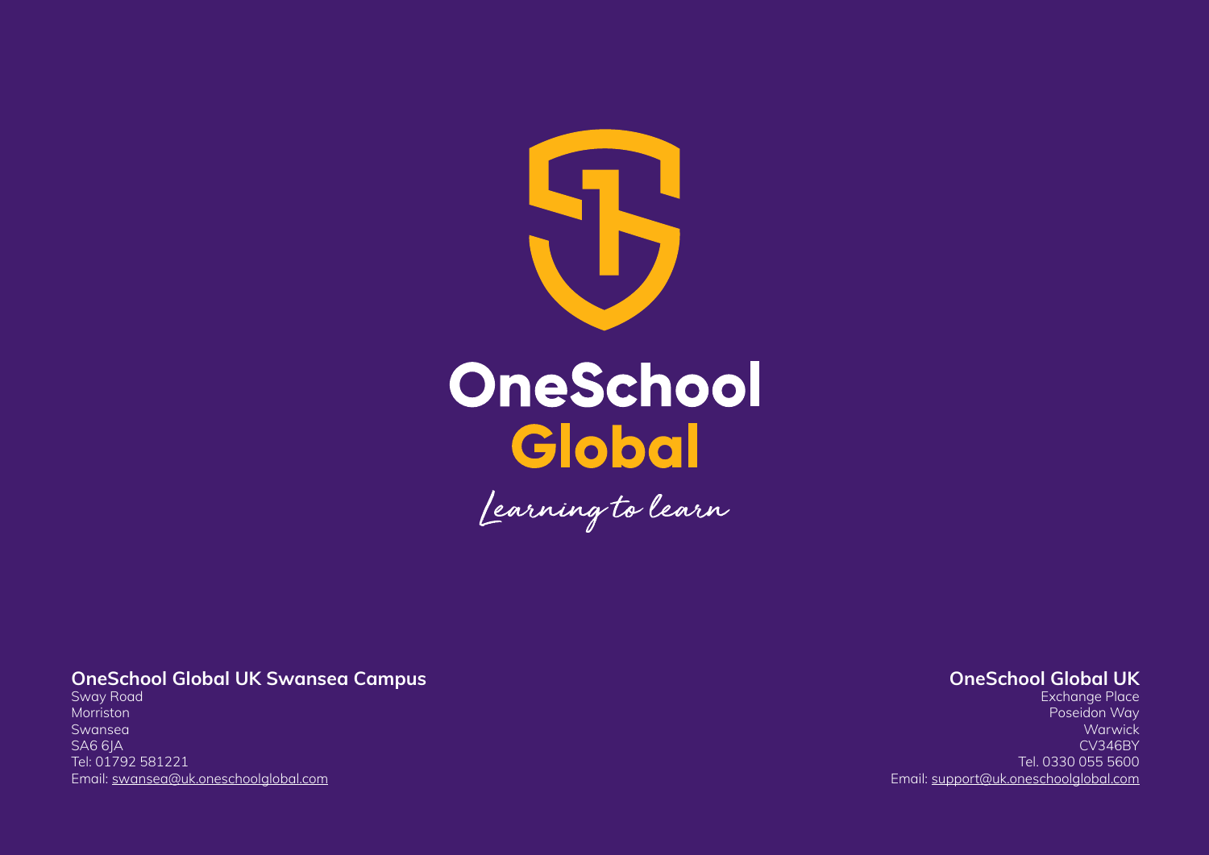OneSchool
Global

Learning to learn

**OneSchool Global UK Swansea Campus**
Sway Road
Morriston
Swansea
SA6 6JA
Tel: 01792 581221
Email: swansea@uk.oneschoolglobal.com

**OneSchool Global UK**
Exchange Place
Poseidon Way
Warwick
CV346BY
Tel. 0330 055 5600
Email: support@uk.oneschoolglobal.com